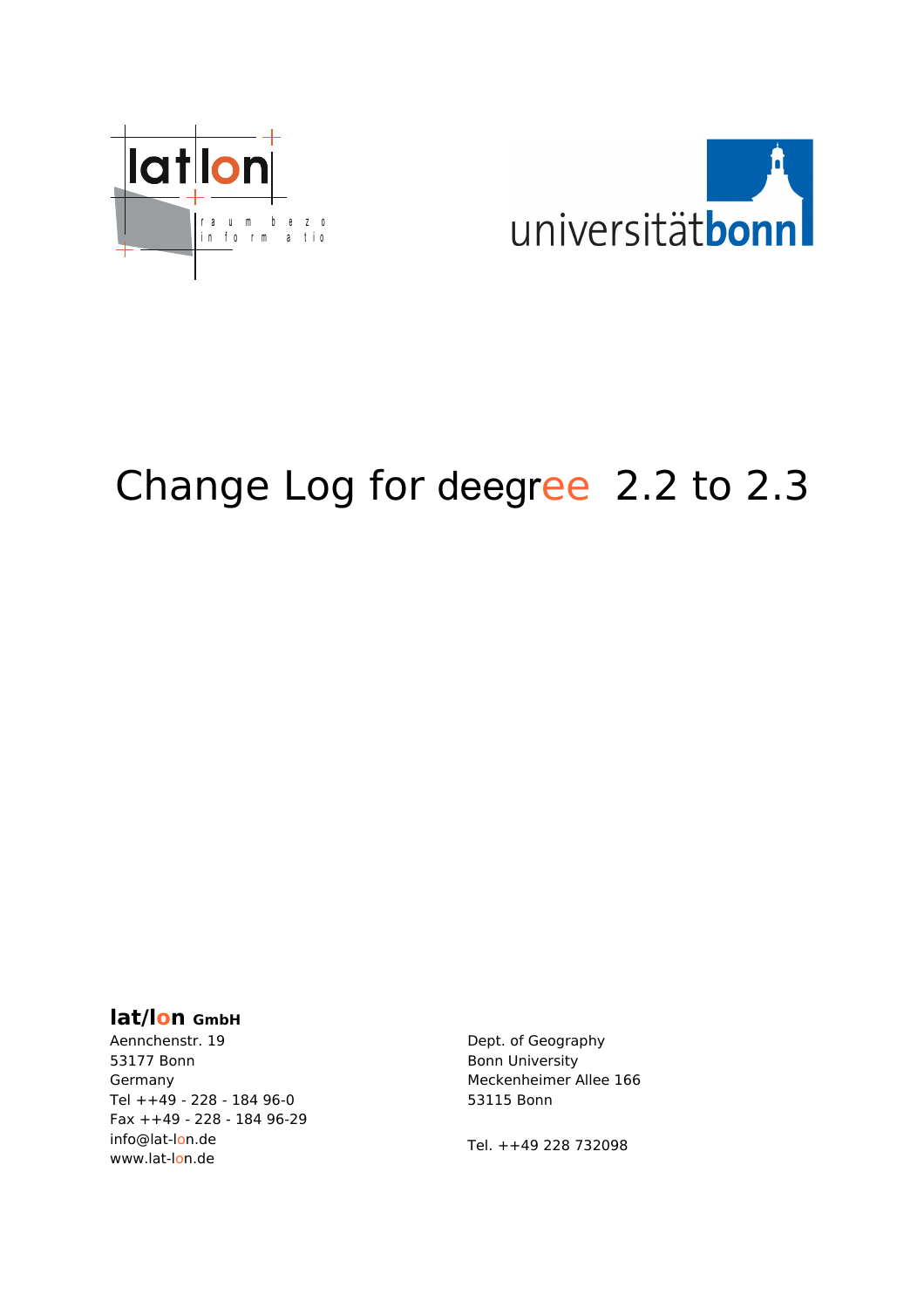# Change Log for deegree 2.2 to 2.3

**lat/lon GmbH**
Aennchenstr. 19
53177 Bonn
Germany
Tel ++49 - 228 - 184 96-0
Fax ++49 - 228 - 184 96-29
info@lat-lon.de
www.lat-lon.de

Dept. of Geography
Bonn University
Meckenheimer Allee 166
53115 Bonn

Tel. ++49 228 732098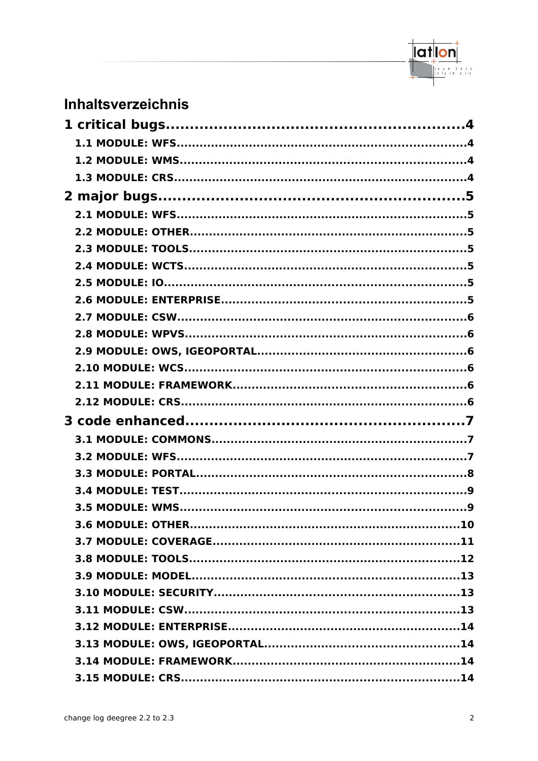# Inhaltsverzeichnis

1 critical bugs....................................................4

- 1.1 MODULE: WFS....................................................4
- 1.2 MODULE: WMS....................................................4
- 1.3 MODULE: CRS....................................................4

2 major bugs....................................................5

- 2.1 MODULE: WFS....................................................5
- 2.2 MODULE: OTHER....................................................5
- 2.3 MODULE: TOOLS....................................................5
- 2.4 MODULE: WCTS....................................................5
- 2.5 MODULE: IO....................................................5
- 2.6 MODULE: ENTERPRISE....................................................5
- 2.7 MODULE: CSW....................................................6
- 2.8 MODULE: WPVS....................................................6
- 2.9 MODULE: OWS, IGEOPORTAL....................................................6
- 2.10 MODULE: WCS....................................................6
- 2.11 MODULE: FRAMEWORK....................................................6
- 2.12 MODULE: CRS....................................................6

3 code enhanced....................................................7

- 3.1 MODULE: COMMONS....................................................7
- 3.2 MODULE: WFS....................................................7
- 3.3 MODULE: PORTAL....................................................8
- 3.4 MODULE: TEST....................................................9
- 3.5 MODULE: WMS....................................................9
- 3.6 MODULE: OTHER....................................................10
- 3.7 MODULE: COVERAGE....................................................11
- 3.8 MODULE: TOOLS....................................................12
- 3.9 MODULE: MODEL....................................................13
- 3.10 MODULE: SECURITY....................................................13
- 3.11 MODULE: CSW....................................................13
- 3.12 MODULE: ENTERPRISE....................................................14
- 3.13 MODULE: OWS, IGEOPORTAL....................................................14
- 3.14 MODULE: FRAMEWORK....................................................14
- 3.15 MODULE: CRS....................................................14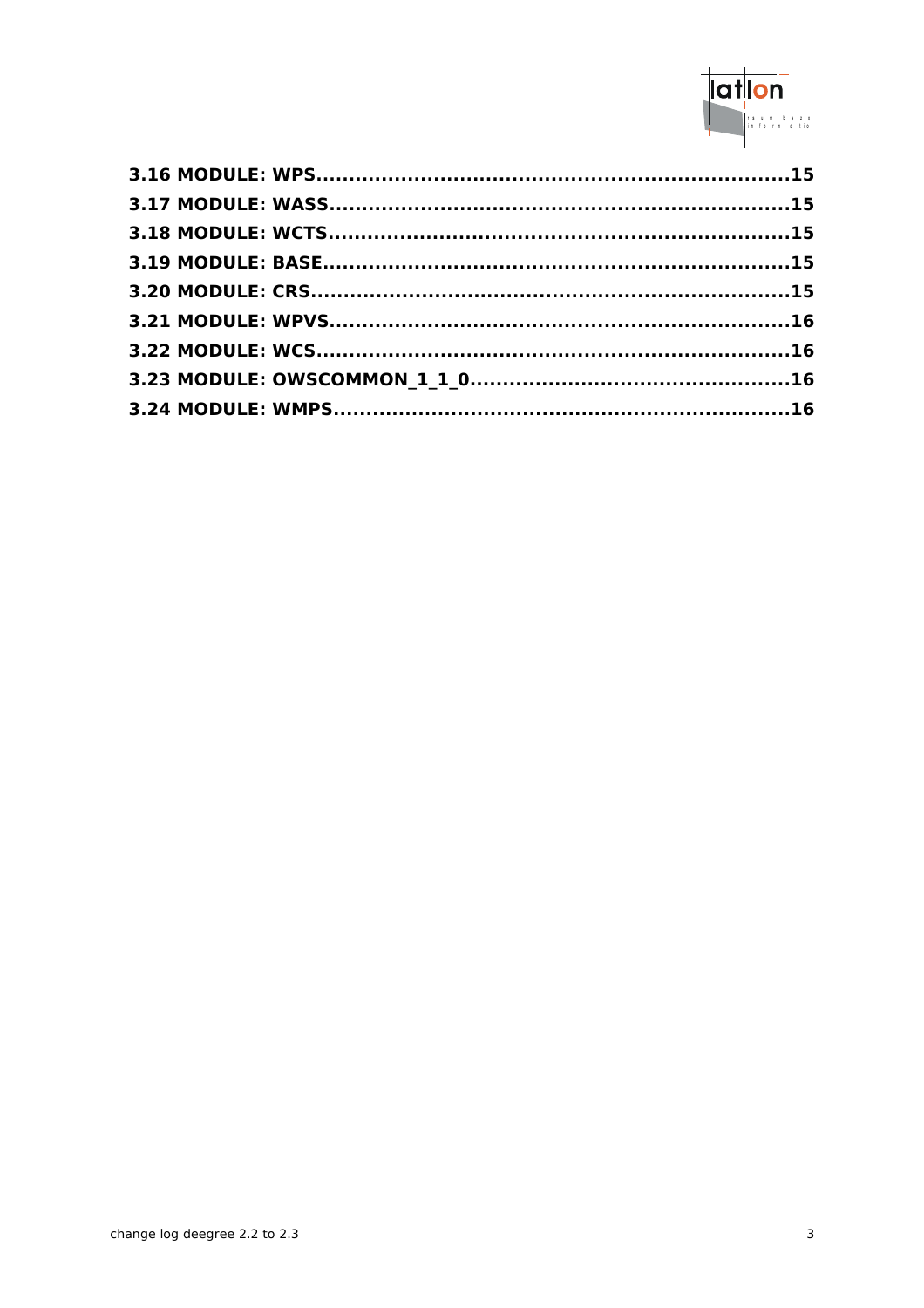**3.16 MODULE: WPS......................................................................15**

**3.17 MODULE: WASS....................................................................15**

**3.18 MODULE: WCTS....................................................................15**

**3.19 MODULE: BASE.....................................................................15**

**3.20 MODULE: CRS.......................................................................15**

**3.21 MODULE: WPVS....................................................................16**

**3.22 MODULE: WCS.......................................................................16**

**3.23 MODULE: OWSCOMMON_1_1_0................................................16**

**3.24 MODULE: WMPS....................................................................16**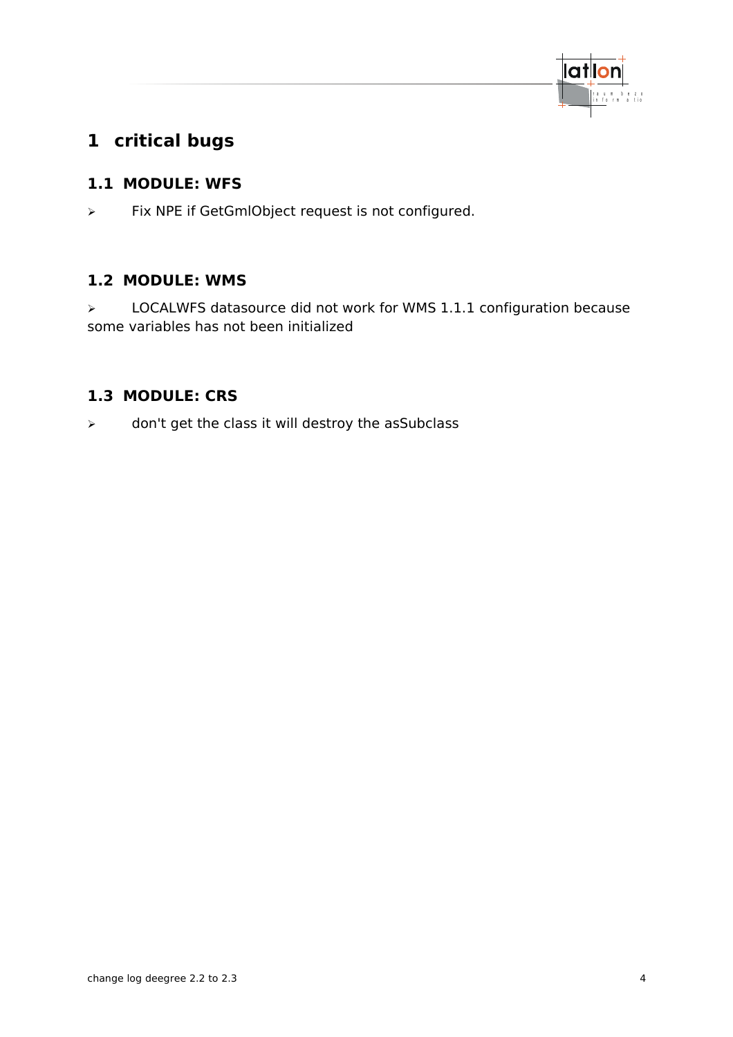# 1 critical bugs

## 1.1 MODULE: WFS

- Fix NPE if GetGmlObject request is not configured.

## 1.2 MODULE: WMS

- LOCALWFS datasource did not work for WMS 1.1.1 configuration because some variables has not been initialized

## 1.3 MODULE: CRS

- don't get the class it will destroy the asSubclass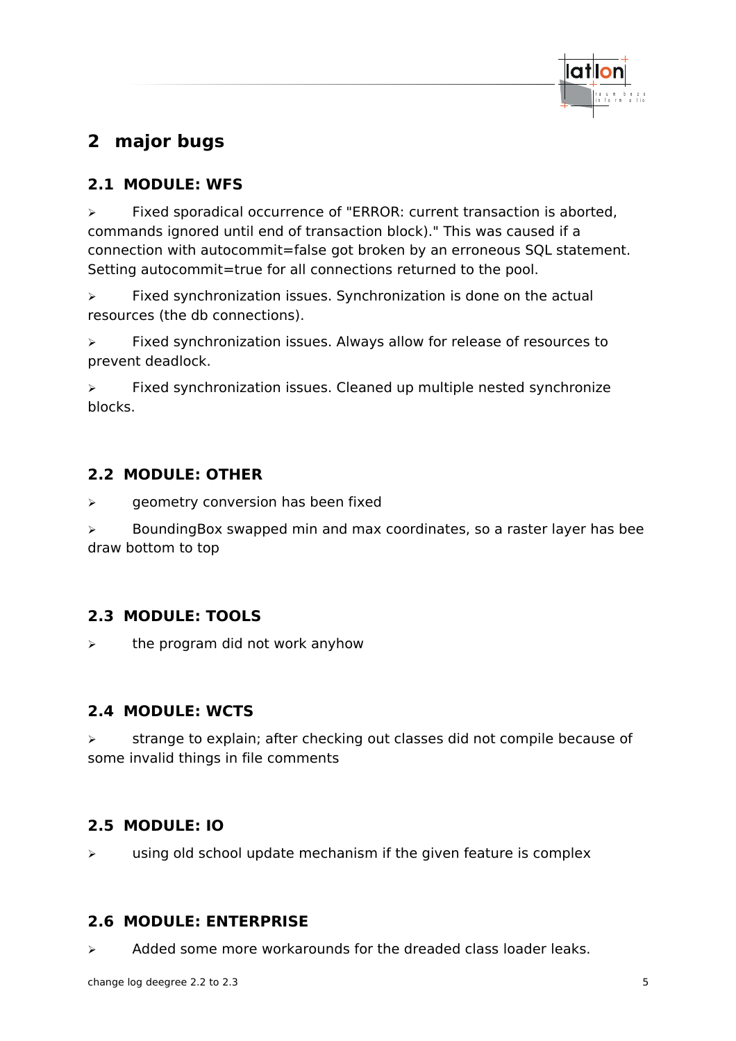# 2 major bugs

## 2.1 MODULE: WFS

- Fixed sporadical occurrence of "ERROR: current transaction is aborted, commands ignored until end of transaction block)." This was caused if a connection with autocommit=false got broken by an erroneous SQL statement. Setting autocommit=true for all connections returned to the pool.
- Fixed synchronization issues. Synchronization is done on the actual resources (the db connections).
- Fixed synchronization issues. Always allow for release of resources to prevent deadlock.
- Fixed synchronization issues. Cleaned up multiple nested synchronize blocks.

## 2.2 MODULE: OTHER

- geometry conversion has been fixed
- BoundingBox swapped min and max coordinates, so a raster layer has bee draw bottom to top

## 2.3 MODULE: TOOLS

- the program did not work anyhow

## 2.4 MODULE: WCTS

- strange to explain; after checking out classes did not compile because of some invalid things in file comments

## 2.5 MODULE: IO

- using old school update mechanism if the given feature is complex

## 2.6 MODULE: ENTERPRISE

- Added some more workarounds for the dreaded class loader leaks.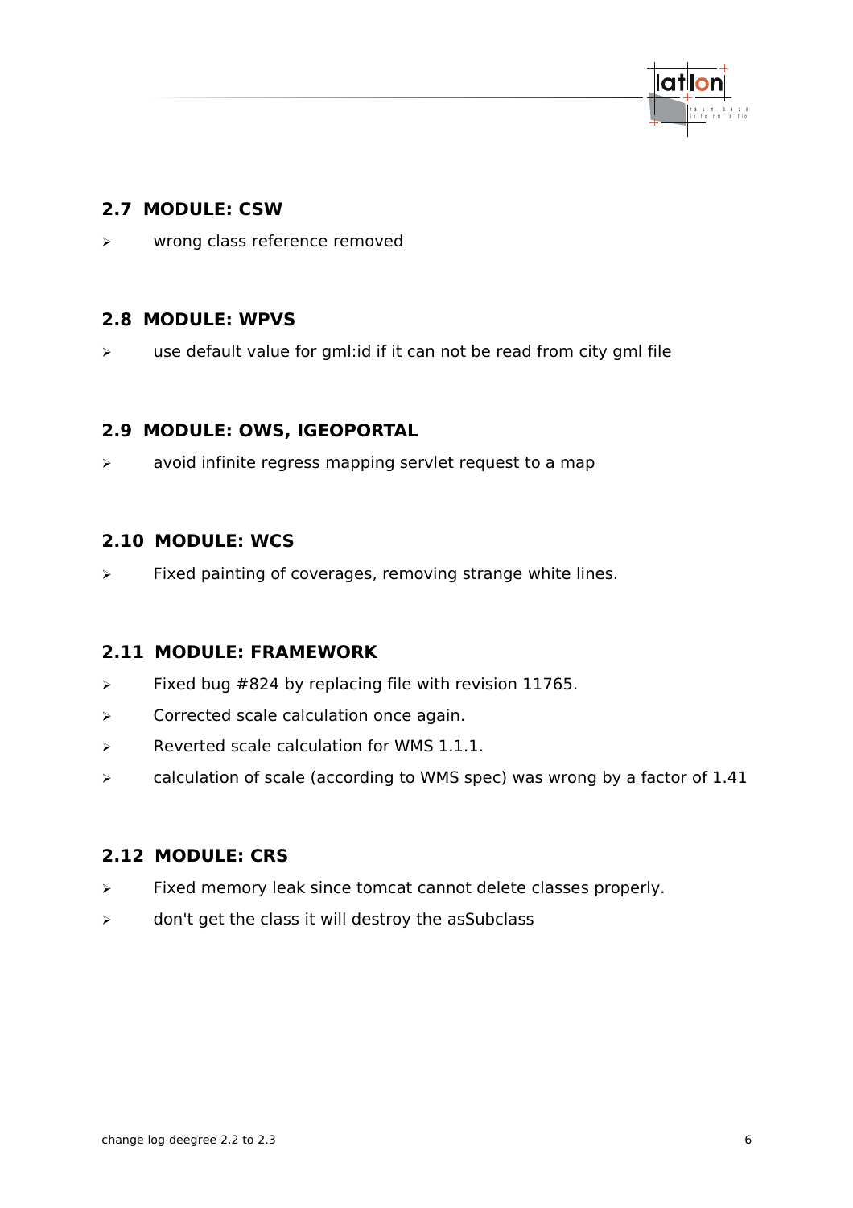## 2.7 MODULE: CSW

- wrong class reference removed

## 2.8 MODULE: WPVS

- use default value for gml:id if it can not be read from city gml file

## 2.9 MODULE: OWS, IGEOPORTAL

- avoid infinite regress mapping servlet request to a map

## 2.10 MODULE: WCS

- Fixed painting of coverages, removing strange white lines.

## 2.11 MODULE: FRAMEWORK

- Fixed bug #824 by replacing file with revision 11765.
- Corrected scale calculation once again.
- Reverted scale calculation for WMS 1.1.1.
- calculation of scale (according to WMS spec) was wrong by a factor of 1.41

## 2.12 MODULE: CRS

- Fixed memory leak since tomcat cannot delete classes properly.
- don't get the class it will destroy the asSubclass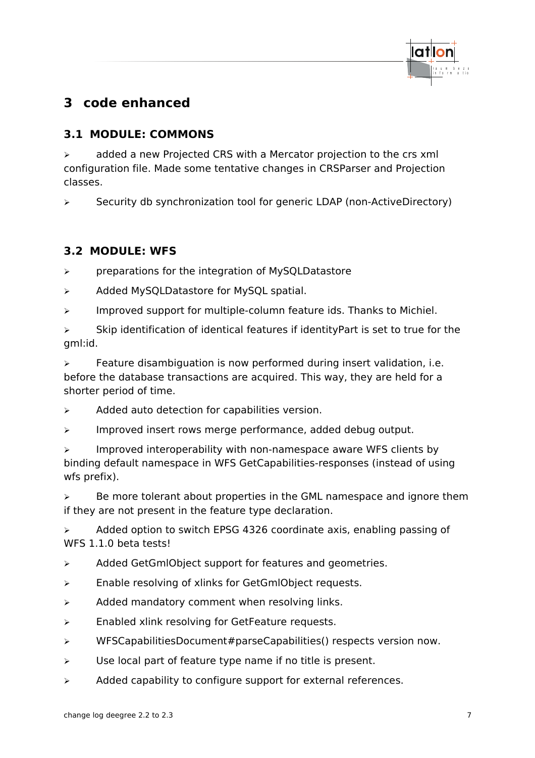# 3 code enhanced

## 3.1 MODULE: COMMONS

- added a new Projected CRS with a Mercator projection to the crs xml configuration file. Made some tentative changes in CRSParser and Projection classes.
- Security db synchronization tool for generic LDAP (non-ActiveDirectory)

## 3.2 MODULE: WFS

- preparations for the integration of MySQLDatastore
- Added MySQLDatastore for MySQL spatial.
- Improved support for multiple-column feature ids. Thanks to Michiel.
- Skip identification of identical features if identityPart is set to true for the gml:id.
- Feature disambiguation is now performed during insert validation, i.e. before the database transactions are acquired. This way, they are held for a shorter period of time.
- Added auto detection for capabilities version.
- Improved insert rows merge performance, added debug output.
- Improved interoperability with non-namespace aware WFS clients by binding default namespace in WFS GetCapabilities-responses (instead of using wfs prefix).
- Be more tolerant about properties in the GML namespace and ignore them if they are not present in the feature type declaration.
- Added option to switch EPSG 4326 coordinate axis, enabling passing of WFS 1.1.0 beta tests!
- Added GetGmlObject support for features and geometries.
- Enable resolving of xlinks for GetGmlObject requests.
- Added mandatory comment when resolving links.
- Enabled xlink resolving for GetFeature requests.
- WFSCapabilitiesDocument#parseCapabilities() respects version now.
- Use local part of feature type name if no title is present.
- Added capability to configure support for external references.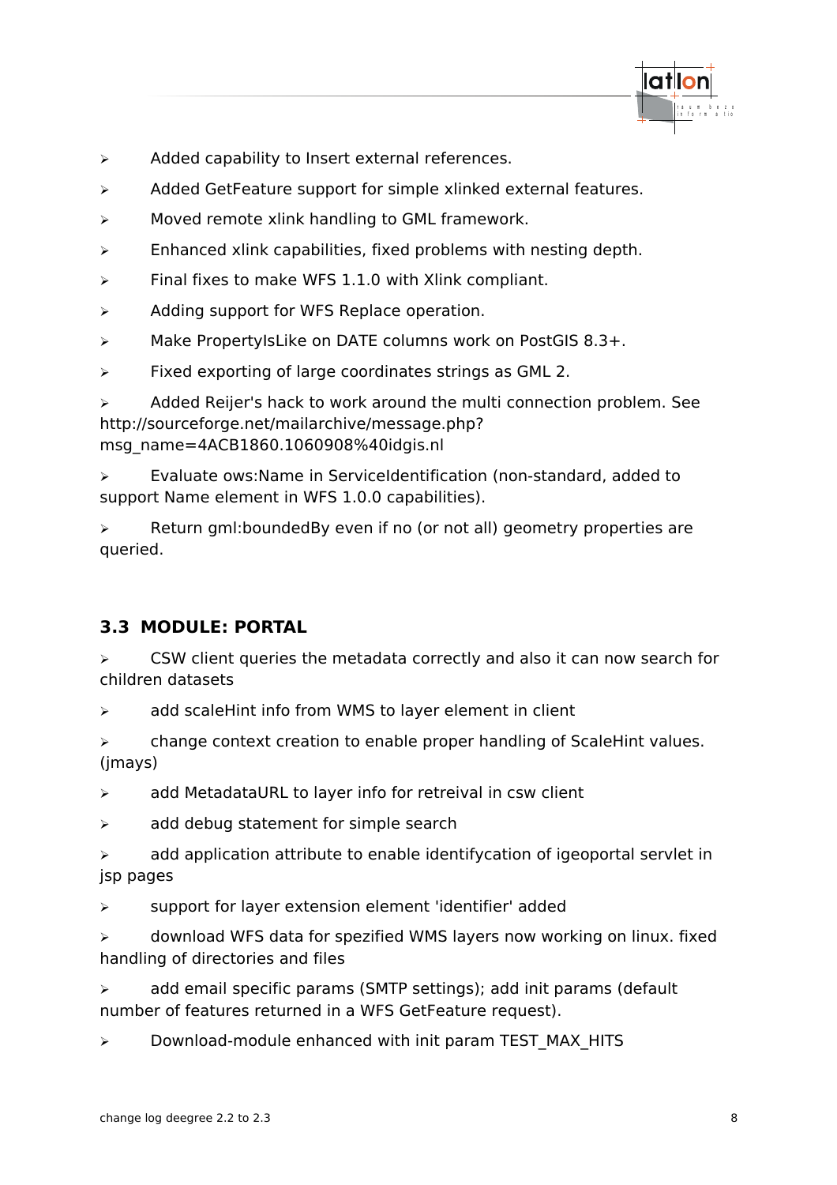- Added capability to Insert external references.
- Added GetFeature support for simple xlinked external features.
- Moved remote xlink handling to GML framework.
- Enhanced xlink capabilities, fixed problems with nesting depth.
- Final fixes to make WFS 1.1.0 with Xlink compliant.
- Adding support for WFS Replace operation.
- Make PropertyIsLike on DATE columns work on PostGIS 8.3+.
- Fixed exporting of large coordinates strings as GML 2.
- Added Reijer's hack to work around the multi connection problem. See http://sourceforge.net/mailarchive/message.php?msg_name=4ACB1860.1060908%40idgis.nl
- Evaluate ows:Name in ServiceIdentification (non-standard, added to support Name element in WFS 1.0.0 capabilities).
- Return gml:boundedBy even if no (or not all) geometry properties are queried.

### 3.3 MODULE: PORTAL

- CSW client queries the metadata correctly and also it can now search for children datasets
- add scaleHint info from WMS to layer element in client
- change context creation to enable proper handling of ScaleHint values. (jmays)
- add MetadataURL to layer info for retreival in csw client
- add debug statement for simple search
- add application attribute to enable identifycation of igeoportal servlet in jsp pages
- support for layer extension element 'identifier' added
- download WFS data for spezified WMS layers now working on linux. fixed handling of directories and files
- add email specific params (SMTP settings); add init params (default number of features returned in a WFS GetFeature request).
- Download-module enhanced with init param TEST_MAX_HITS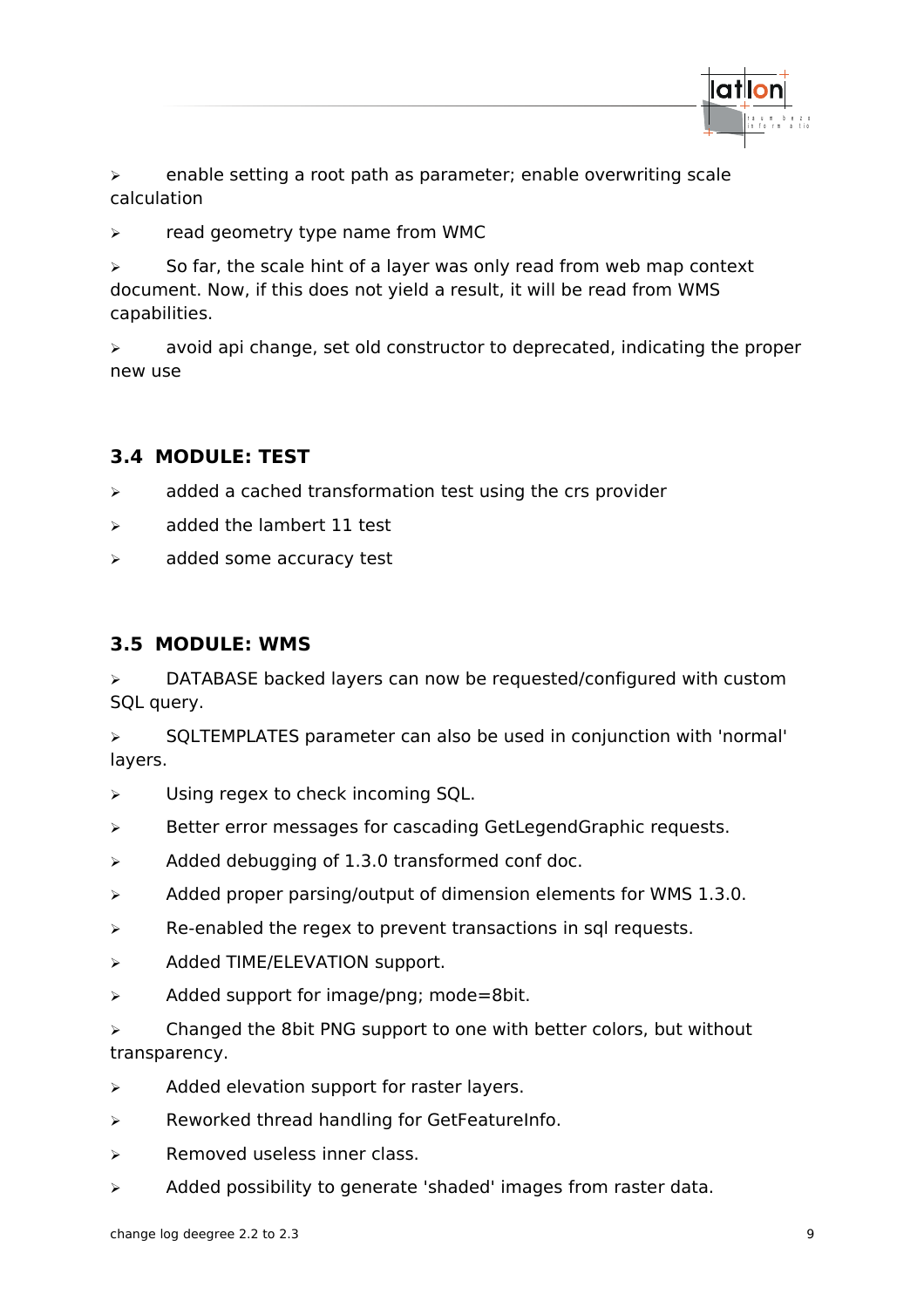- enable setting a root path as parameter; enable overwriting scale calculation
- read geometry type name from WMC
- So far, the scale hint of a layer was only read from web map context document. Now, if this does not yield a result, it will be read from WMS capabilities.
- avoid api change, set old constructor to deprecated, indicating the proper new use

## 3.4 MODULE: TEST

- added a cached transformation test using the crs provider
- added the lambert 11 test
- added some accuracy test

## 3.5 MODULE: WMS

- DATABASE backed layers can now be requested/configured with custom SQL query.
- SQLTEMPLATES parameter can also be used in conjunction with 'normal' layers.
- Using regex to check incoming SQL.
- Better error messages for cascading GetLegendGraphic requests.
- Added debugging of 1.3.0 transformed conf doc.
- Added proper parsing/output of dimension elements for WMS 1.3.0.
- Re-enabled the regex to prevent transactions in sql requests.
- Added TIME/ELEVATION support.
- Added support for image/png; mode=8bit.
- Changed the 8bit PNG support to one with better colors, but without transparency.
- Added elevation support for raster layers.
- Reworked thread handling for GetFeatureInfo.
- Removed useless inner class.
- Added possibility to generate 'shaded' images from raster data.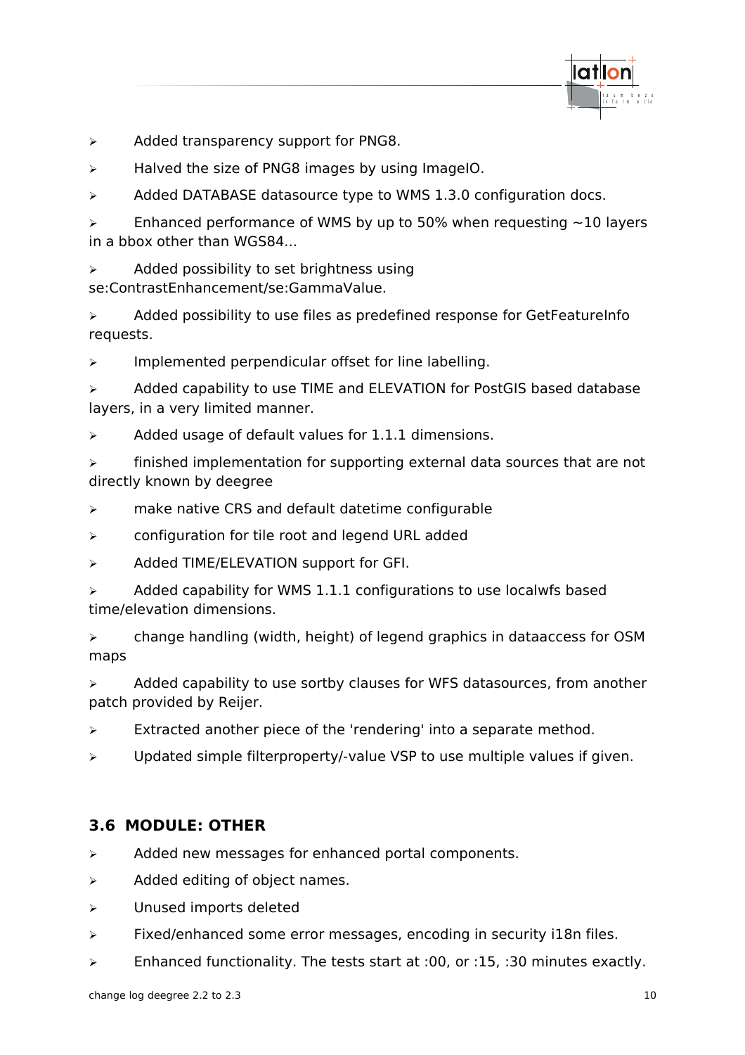- Added transparency support for PNG8.
- Halved the size of PNG8 images by using ImageIO.
- Added DATABASE datasource type to WMS 1.3.0 configuration docs.
- Enhanced performance of WMS by up to 50% when requesting ~10 layers in a bbox other than WGS84...
- Added possibility to set brightness using se:ContrastEnhancement/se:GammaValue.
- Added possibility to use files as predefined response for GetFeatureInfo requests.
- Implemented perpendicular offset for line labelling.
- Added capability to use TIME and ELEVATION for PostGIS based database layers, in a very limited manner.
- Added usage of default values for 1.1.1 dimensions.
- finished implementation for supporting external data sources that are not directly known by deegree
- make native CRS and default datetime configurable
- configuration for tile root and legend URL added
- Added TIME/ELEVATION support for GFI.
- Added capability for WMS 1.1.1 configurations to use localwfs based time/elevation dimensions.
- change handling (width, height) of legend graphics in dataaccess for OSM maps
- Added capability to use sortby clauses for WFS datasources, from another patch provided by Reijer.
- Extracted another piece of the 'rendering' into a separate method.
- Updated simple filterproperty/-value VSP to use multiple values if given.

### 3.6 MODULE: OTHER

- Added new messages for enhanced portal components.
- Added editing of object names.
- Unused imports deleted
- Fixed/enhanced some error messages, encoding in security i18n files.
- Enhanced functionality. The tests start at :00, or :15, :30 minutes exactly.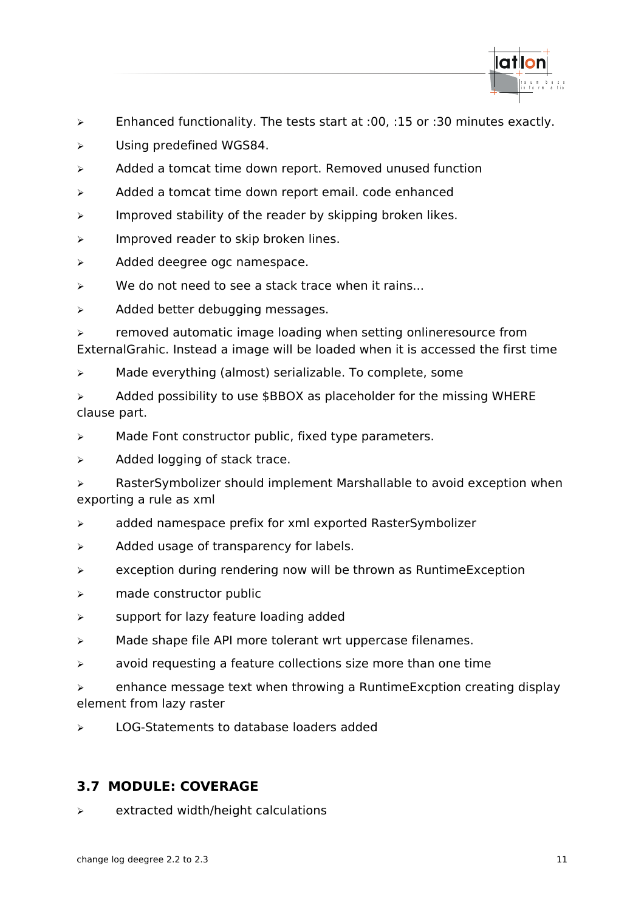- Enhanced functionality. The tests start at :00, :15 or :30 minutes exactly.
- Using predefined WGS84.
- Added a tomcat time down report. Removed unused function
- Added a tomcat time down report email. code enhanced
- Improved stability of the reader by skipping broken likes.
- Improved reader to skip broken lines.
- Added deegree ogc namespace.
- We do not need to see a stack trace when it rains...
- Added better debugging messages.
- removed automatic image loading when setting onlineresource from ExternalGrahic. Instead a image will be loaded when it is accessed the first time
- Made everything (almost) serializable. To complete, some
- Added possibility to use $BBOX as placeholder for the missing WHERE clause part.
- Made Font constructor public, fixed type parameters.
- Added logging of stack trace.
- RasterSymbolizer should implement Marshallable to avoid exception when exporting a rule as xml
- added namespace prefix for xml exported RasterSymbolizer
- Added usage of transparency for labels.
- exception during rendering now will be thrown as RuntimeException
- made constructor public
- support for lazy feature loading added
- Made shape file API more tolerant wrt uppercase filenames.
- avoid requesting a feature collections size more than one time
- enhance message text when throwing a RuntimeExcption creating display element from lazy raster
- LOG-Statements to database loaders added

## 3.7 MODULE: COVERAGE

- extracted width/height calculations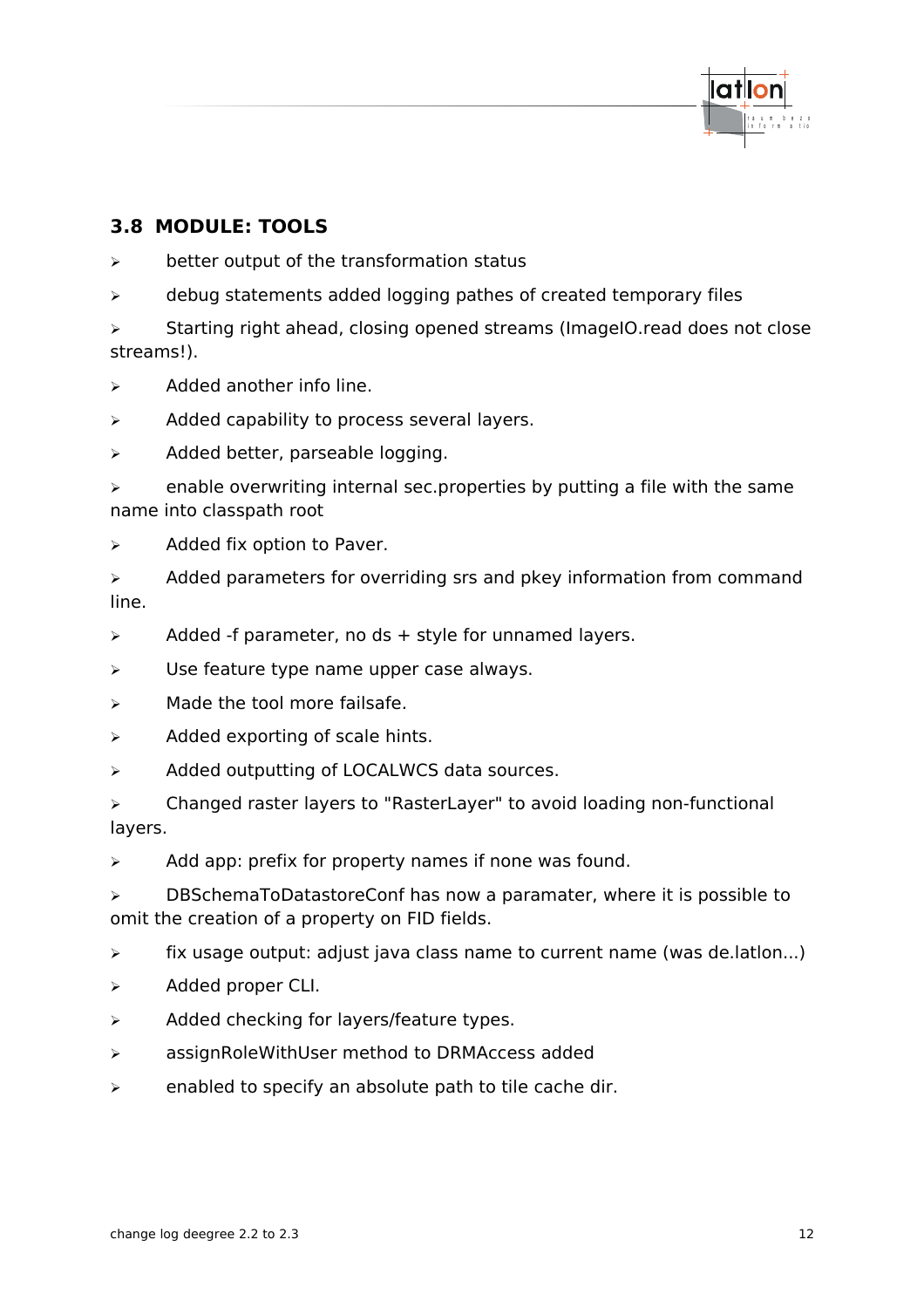### 3.8 MODULE: TOOLS

- better output of the transformation status
- debug statements added logging pathes of created temporary files
- Starting right ahead, closing opened streams (ImageIO.read does not close streams!).
- Added another info line.
- Added capability to process several layers.
- Added better, parseable logging.
- enable overwriting internal sec.properties by putting a file with the same name into classpath root
- Added fix option to Paver.
- Added parameters for overriding srs and pkey information from command line.
- Added -f parameter, no ds + style for unnamed layers.
- Use feature type name upper case always.
- Made the tool more failsafe.
- Added exporting of scale hints.
- Added outputting of LOCALWCS data sources.
- Changed raster layers to "RasterLayer" to avoid loading non-functional layers.
- Add app: prefix for property names if none was found.
- DBSchemaToDatastoreConf has now a paramater, where it is possible to omit the creation of a property on FID fields.
- fix usage output: adjust java class name to current name (was de.latlon...)
- Added proper CLI.
- Added checking for layers/feature types.
- assignRoleWithUser method to DRMAccess added
- enabled to specify an absolute path to tile cache dir.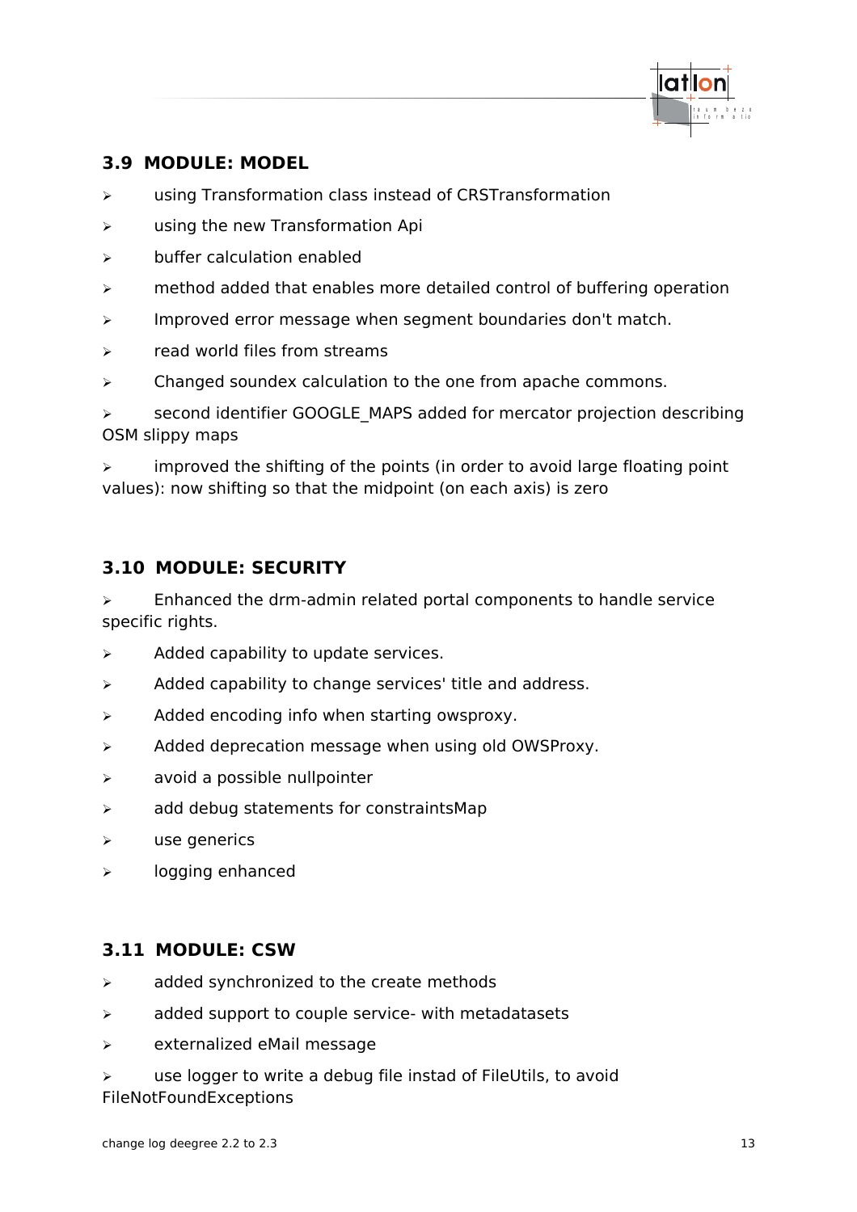## 3.9 MODULE: MODEL

- using Transformation class instead of CRSTransformation
- using the new Transformation Api
- buffer calculation enabled
- method added that enables more detailed control of buffering operation
- Improved error message when segment boundaries don't match.
- read world files from streams
- Changed soundex calculation to the one from apache commons.
- second identifier GOOGLE_MAPS added for mercator projection describing OSM slippy maps
- improved the shifting of the points (in order to avoid large floating point values): now shifting so that the midpoint (on each axis) is zero

## 3.10 MODULE: SECURITY

- Enhanced the drm-admin related portal components to handle service specific rights.
- Added capability to update services.
- Added capability to change services' title and address.
- Added encoding info when starting owsproxy.
- Added deprecation message when using old OWSProxy.
- avoid a possible nullpointer
- add debug statements for constraintsMap
- use generics
- logging enhanced

## 3.11 MODULE: CSW

- added synchronized to the create methods
- added support to couple service- with metadatasets
- externalized eMail message
- use logger to write a debug file instad of FileUtils, to avoid FileNotFoundExceptions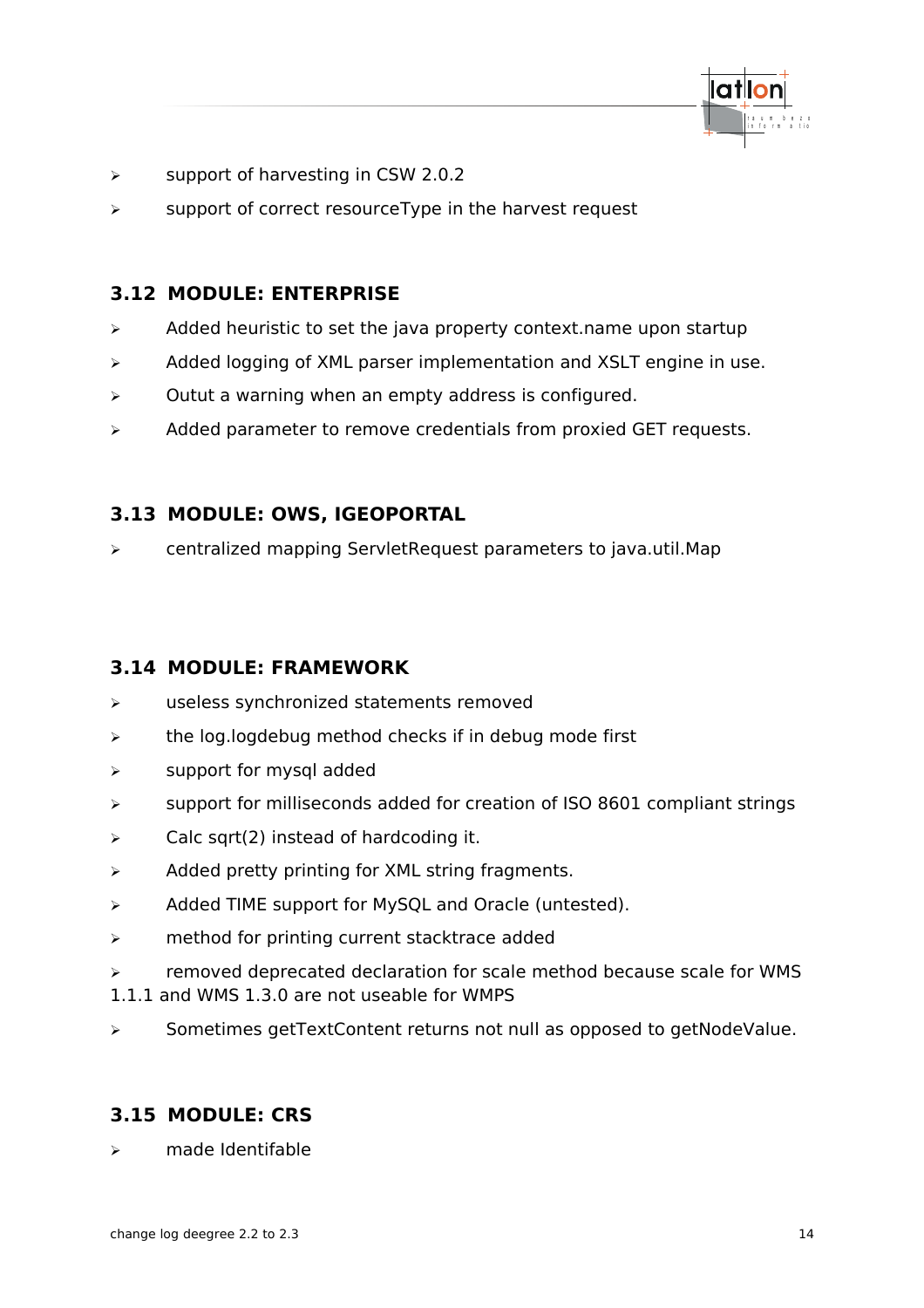- support of harvesting in CSW 2.0.2
- support of correct resourceType in the harvest request

## 3.12 MODULE: ENTERPRISE

- Added heuristic to set the java property context.name upon startup
- Added logging of XML parser implementation and XSLT engine in use.
- Outut a warning when an empty address is configured.
- Added parameter to remove credentials from proxied GET requests.

## 3.13 MODULE: OWS, IGEOPORTAL

- centralized mapping ServletRequest parameters to java.util.Map

## 3.14 MODULE: FRAMEWORK

- useless synchronized statements removed
- the log.logdebug method checks if in debug mode first
- support for mysql added
- support for milliseconds added for creation of ISO 8601 compliant strings
- Calc sqrt(2) instead of hardcoding it.
- Added pretty printing for XML string fragments.
- Added TIME support for MySQL and Oracle (untested).
- method for printing current stacktrace added
- removed deprecated declaration for scale method because scale for WMS 1.1.1 and WMS 1.3.0 are not useable for WMPS
- Sometimes getTextContent returns not null as opposed to getNodeValue.

## 3.15 MODULE: CRS

- made Identifable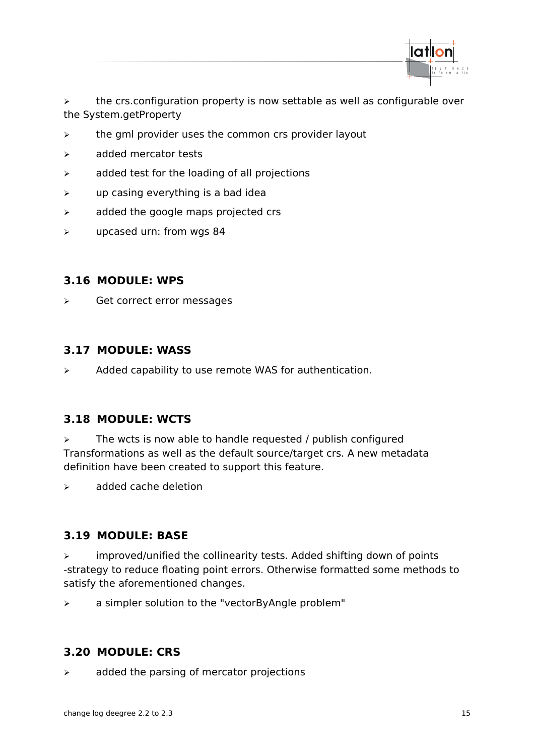- the crs.configuration property is now settable as well as configurable over the System.getProperty
- the gml provider uses the common crs provider layout
- added mercator tests
- added test for the loading of all projections
- up casing everything is a bad idea
- added the google maps projected crs
- upcased urn: from wgs 84

## 3.16 MODULE: WPS

- Get correct error messages

## 3.17 MODULE: WASS

- Added capability to use remote WAS for authentication.

## 3.18 MODULE: WCTS

- The wcts is now able to handle requested / publish configured Transformations as well as the default source/target crs. A new metadata definition have been created to support this feature.
- added cache deletion

## 3.19 MODULE: BASE

- improved/unified the collinearity tests. Added shifting down of points -strategy to reduce floating point errors. Otherwise formatted some methods to satisfy the aforementioned changes.
- a simpler solution to the "vectorByAngle problem"

## 3.20 MODULE: CRS

- added the parsing of mercator projections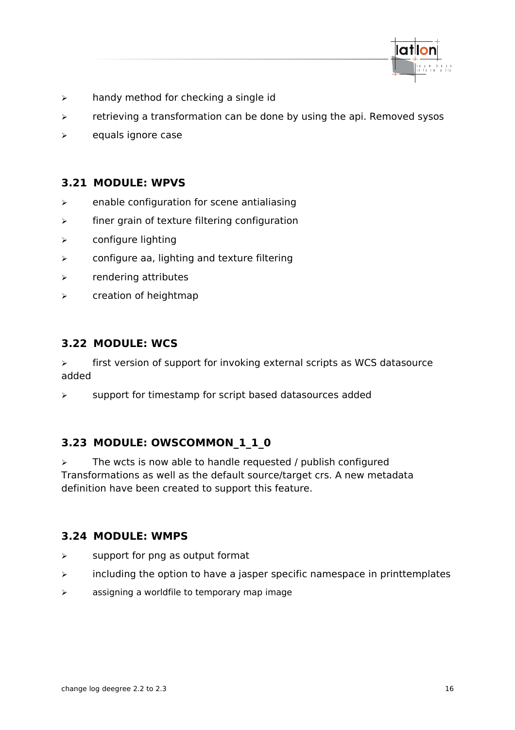- handy method for checking a single id
- retrieving a transformation can be done by using the api. Removed sysos
- equals ignore case

## 3.21 MODULE: WPVS

- enable configuration for scene antialiasing
- finer grain of texture filtering configuration
- configure lighting
- configure aa, lighting and texture filtering
- rendering attributes
- creation of heightmap

## 3.22 MODULE: WCS

- first version of support for invoking external scripts as WCS datasource added
- support for timestamp for script based datasources added

## 3.23 MODULE: OWSCOMMON_1_1_0

- The wcts is now able to handle requested / publish configured Transformations as well as the default source/target crs. A new metadata definition have been created to support this feature.

## 3.24 MODULE: WMPS

- support for png as output format
- including the option to have a jasper specific namespace in printtemplates
- assigning a worldfile to temporary map image